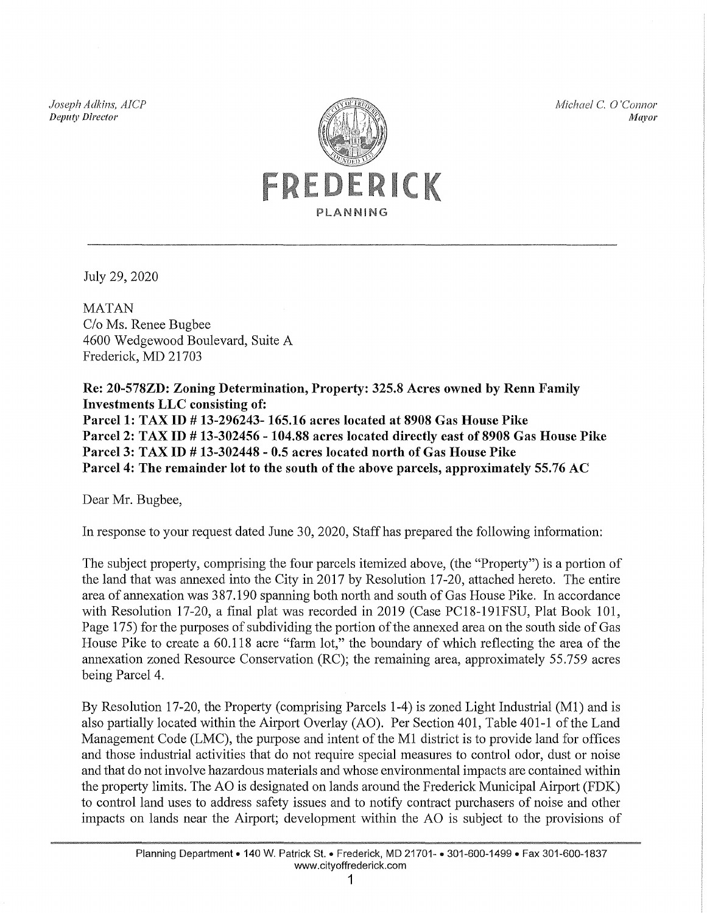*Joseph Adkins, AICP*
***Deputy Director***

*Michael C. O'Connor*
***Mayor***

**FREDERICK**
PLANNING

July 29, 2020

MATAN
C/o Ms. Renee Bugbee
4600 Wedgewood Boulevard, Suite A
Frederick, MD 21703

**Re: 20-578ZD: Zoning Determination, Property: 325.8 Acres owned by Renn Family Investments LLC consisting of:**
**Parcel 1: TAX ID # 13-296243- 165.16 acres located at 8908 Gas House Pike**
**Parcel 2: TAX ID # 13-302456 - 104.88 acres located directly east of 8908 Gas House Pike**
**Parcel 3: TAX ID # 13-302448 - 0.5 acres located north of Gas House Pike**
**Parcel 4: The remainder lot to the south of the above parcels, approximately 55.76 AC**

Dear Mr. Bugbee,

In response to your request dated June 30, 2020, Staff has prepared the following information:

The subject property, comprising the four parcels itemized above, (the "Property") is a portion of the land that was annexed into the City in 2017 by Resolution 17-20, attached hereto. The entire area of annexation was 387.190 spanning both north and south of Gas House Pike. In accordance with Resolution 17-20, a final plat was recorded in 2019 (Case PC18-191FSU, Plat Book 101, Page 175) for the purposes of subdividing the portion of the annexed area on the south side of Gas House Pike to create a 60.118 acre "farm lot," the boundary of which reflecting the area of the annexation zoned Resource Conservation (RC); the remaining area, approximately 55.759 acres being Parcel 4.

By Resolution 17-20, the Property (comprising Parcels 1-4) is zoned Light Industrial (M1) and is also partially located within the Airport Overlay (AO). Per Section 401, Table 401-1 of the Land Management Code (LMC), the purpose and intent of the M1 district is to provide land for offices and those industrial activities that do not require special measures to control odor, dust or noise and that do not involve hazardous materials and whose environmental impacts are contained within the property limits. The AO is designated on lands around the Frederick Municipal Airport (FDK) to control land uses to address safety issues and to notify contract purchasers of noise and other impacts on lands near the Airport; development within the AO is subject to the provisions of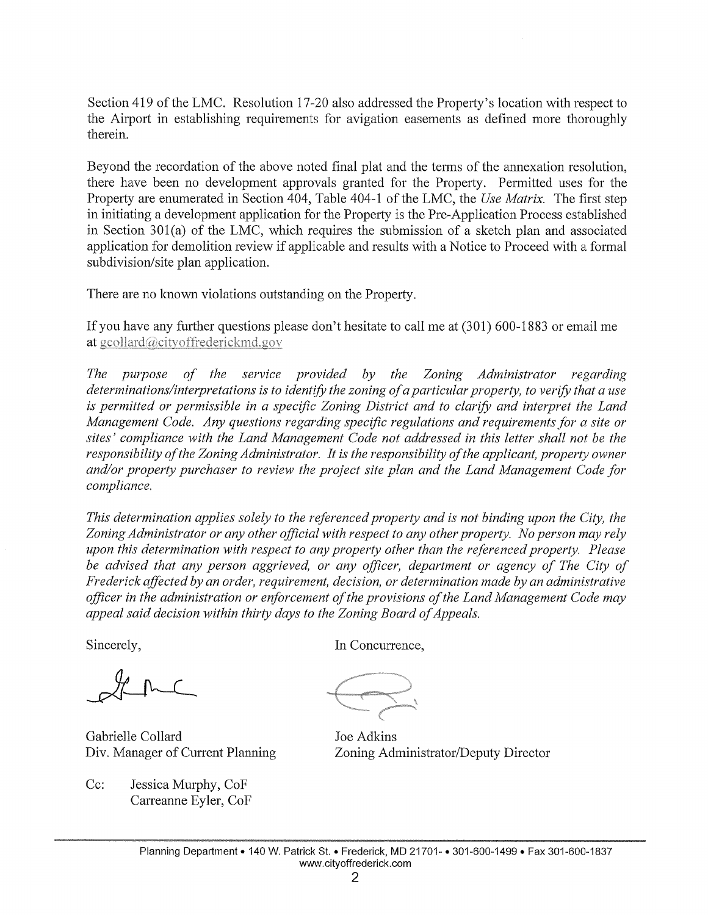Section 419 of the LMC. Resolution 17-20 also addressed the Property's location with respect to the Airport in establishing requirements for avigation easements as defined more thoroughly therein.

Beyond the recordation of the above noted final plat and the terms of the annexation resolution, there have been no development approvals granted for the Property. Permitted uses for the Property are enumerated in Section 404, Table 404-1 of the LMC, the *Use Matrix*. The first step in initiating a development application for the Property is the Pre-Application Process established in Section 301(a) of the LMC, which requires the submission of a sketch plan and associated application for demolition review if applicable and results with a Notice to Proceed with a formal subdivision/site plan application.

There are no known violations outstanding on the Property.

If you have any further questions please don't hesitate to call me at (301) 600-1883 or email me at gcollard@cityoffrederickmd.gov

*The purpose of the service provided by the Zoning Administrator regarding determinations/interpretations is to identify the zoning of a particular property, to verify that a use is permitted or permissible in a specific Zoning District and to clarify and interpret the Land Management Code. Any questions regarding specific regulations and requirements for a site or sites' compliance with the Land Management Code not addressed in this letter shall not be the responsibility of the Zoning Administrator. It is the responsibility of the applicant, property owner and/or property purchaser to review the project site plan and the Land Management Code for compliance.*

*This determination applies solely to the referenced property and is not binding upon the City, the Zoning Administrator or any other official with respect to any other property. No person may rely upon this determination with respect to any property other than the referenced property. Please be advised that any person aggrieved, or any officer, department or agency of The City of Frederick affected by an order, requirement, decision, or determination made by an administrative officer in the administration or enforcement of the provisions of the Land Management Code may appeal said decision within thirty days to the Zoning Board of Appeals.*

Sincerely,

Gabrielle Collard
Div. Manager of Current Planning

In Concurrence,

Joe Adkins
Zoning Administrator/Deputy Director

Cc: Jessica Murphy, CoF
Carreanne Eyler, CoF

Planning Department • 140 W. Patrick St. • Frederick, MD 21701- • 301-600-1499 • Fax 301-600-1837
www.cityoffrederick.com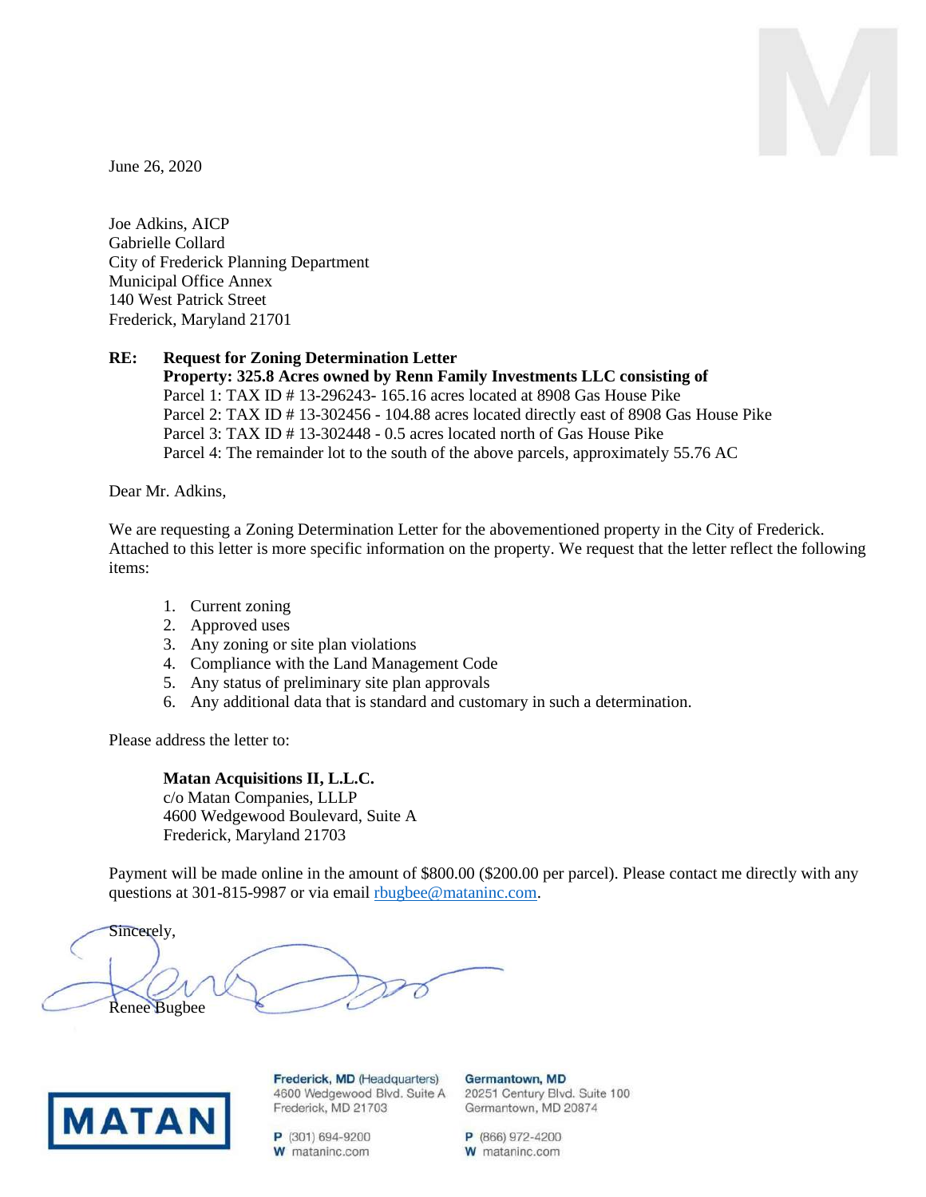June 26, 2020

Joe Adkins, AICP
Gabrielle Collard
City of Frederick Planning Department
Municipal Office Annex
140 West Patrick Street
Frederick, Maryland 21701

**RE: Request for Zoning Determination Letter**
**Property: 325.8 Acres owned by Renn Family Investments LLC consisting of**
Parcel 1: TAX ID # 13-296243- 165.16 acres located at 8908 Gas House Pike
Parcel 2: TAX ID # 13-302456 - 104.88 acres located directly east of 8908 Gas House Pike
Parcel 3: TAX ID # 13-302448 - 0.5 acres located north of Gas House Pike
Parcel 4: The remainder lot to the south of the above parcels, approximately 55.76 AC

Dear Mr. Adkins,

We are requesting a Zoning Determination Letter for the abovementioned property in the City of Frederick. Attached to this letter is more specific information on the property. We request that the letter reflect the following items:

1. Current zoning
2. Approved uses
3. Any zoning or site plan violations
4. Compliance with the Land Management Code
5. Any status of preliminary site plan approvals
6. Any additional data that is standard and customary in such a determination.

Please address the letter to:

**Matan Acquisitions II, L.L.C.**
c/o Matan Companies, LLLP
4600 Wedgewood Boulevard, Suite A
Frederick, Maryland 21703

Payment will be made online in the amount of $800.00 ($200.00 per parcel). Please contact me directly with any questions at 301-815-9987 or via email rbugbee@mataninc.com.

Sincerely,

Renee Bugbee

**MATAN**

**Frederick, MD** (Headquarters)
4600 Wedgewood Blvd. Suite A
Frederick, MD 21703

**P** (301) 694-9200
**W** mataninc.com

**Germantown, MD**
20251 Century Blvd. Suite 100
Germantown, MD 20874

**P** (866) 972-4200
**W** mataninc.com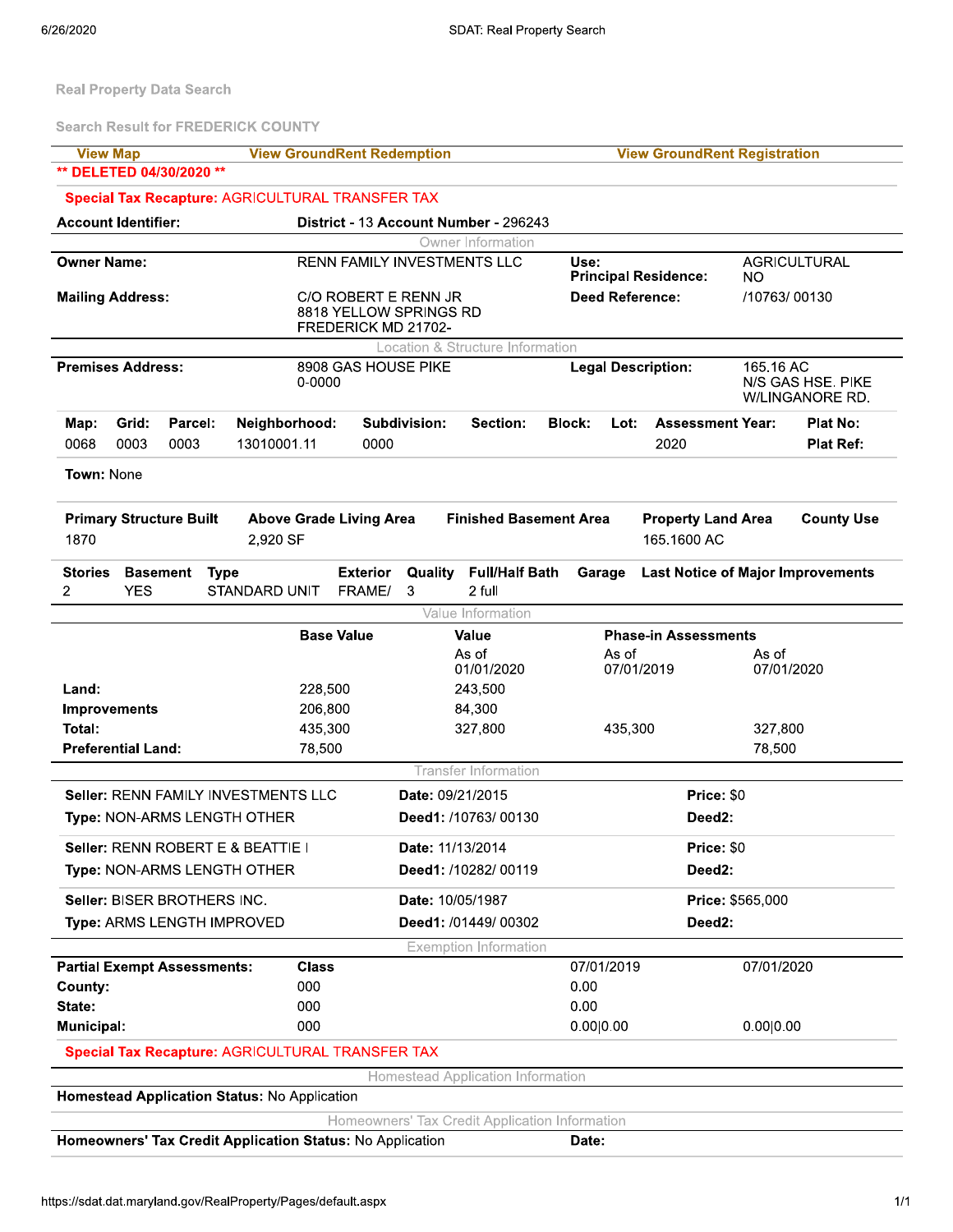Real Property Data Search

Search Result for FREDERICK COUNTY

View Map | View GroundRent Redemption | View GroundRent Registration

**\*\* DELETED 04/30/2020 \*\***

**Special Tax Recapture:** AGRICULTURAL TRANSFER TAX

| **Account Identifier:** | District - 13 Account Number - 296243 | | |
|---|---|---|---|

**Owner Information**

| | | | |
|---|---|---|---|
| **Owner Name:** | RENN FAMILY INVESTMENTS LLC | **Use:**<br>**Principal Residence:** | AGRICULTURAL<br>NO |
| **Mailing Address:** | C/O ROBERT E RENN JR<br>8818 YELLOW SPRINGS RD<br>FREDERICK MD 21702- | **Deed Reference:** | /10763/ 00130 |

**Location & Structure Information**

| | | | |
|---|---|---|---|
| **Premises Address:** | 8908 GAS HOUSE PIKE<br>0-0000 | **Legal Description:** | 165.16 AC<br>N/S GAS HSE. PIKE<br>W/LINGANORE RD. |

| Map: | Grid: | Parcel: | Neighborhood: | Subdivision: | Section: | Block: | Lot: | Assessment Year: | Plat No: |
|---|---|---|---|---|---|---|---|---|---|
| 0068 | 0003 | 0003 | 13010001.11 | 0000 | | | | 2020 | Plat Ref: |

**Town:** None

| Primary Structure Built | Above Grade Living Area | Finished Basement Area | Property Land Area | County Use |
|---|---|---|---|---|
| 1870 | 2,920 SF | | 165.1600 AC | |

| Stories | Basement | Type | Exterior | Quality | Full/Half Bath | Garage | Last Notice of Major Improvements |
|---|---|---|---|---|---|---|---|
| 2 | YES | STANDARD UNIT | FRAME/ | 3 | 2 full | | |

**Value Information**

| | Base Value | Value | Phase-in Assessments | |
|---|---|---|---|---|
| | | As of 01/01/2020 | As of 07/01/2019 | As of 07/01/2020 |
| **Land:** | 228,500 | 243,500 | | |
| **Improvements** | 206,800 | 84,300 | | |
| **Total:** | 435,300 | 327,800 | 435,300 | 327,800 |
| **Preferential Land:** | 78,500 | | | 78,500 |

**Transfer Information**

| | | |
|---|---|---|
| **Seller:** RENN FAMILY INVESTMENTS LLC | **Date:** 09/21/2015 | **Price:** $0 |
| **Type:** NON-ARMS LENGTH OTHER | **Deed1:** /10763/ 00130 | **Deed2:** |
| **Seller:** RENN ROBERT E & BEATTIE I | **Date:** 11/13/2014 | **Price:** $0 |
| **Type:** NON-ARMS LENGTH OTHER | **Deed1:** /10282/ 00119 | **Deed2:** |
| **Seller:** BISER BROTHERS INC. | **Date:** 10/05/1987 | **Price:** $565,000 |
| **Type:** ARMS LENGTH IMPROVED | **Deed1:** /01449/ 00302 | **Deed2:** |

**Exemption Information**

| **Partial Exempt Assessments:** | **Class** | **07/01/2019** | **07/01/2020** |
|---|---|---|---|
| **County:** | 000 | 0.00 | |
| **State:** | 000 | 0.00 | |
| **Municipal:** | 000 | 0.00\|0.00 | 0.00\|0.00 |

**Special Tax Recapture:** AGRICULTURAL TRANSFER TAX

**Homestead Application Information**

**Homestead Application Status:** No Application

**Homeowners' Tax Credit Application Information**

**Homeowners' Tax Credit Application Status:** No Application **Date:**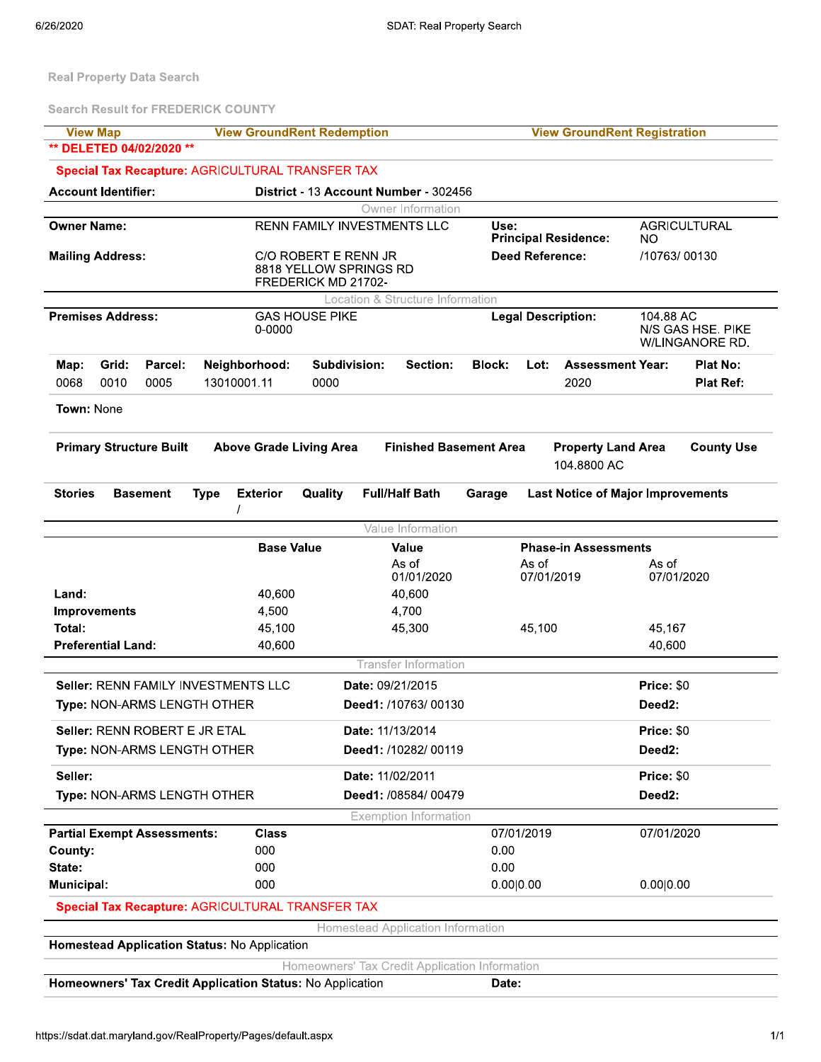Real Property Data Search

Search Result for FREDERICK COUNTY

View Map | View GroundRent Redemption | View GroundRent Registration

**\*\* DELETED 04/02/2020 \*\***

**Special Tax Recapture:** AGRICULTURAL TRANSFER TAX

| | | | |
|---|---|---|---|
| **Account Identifier:** | District - 13 Account Number - 302456 | | |

### Owner Information

| | | | |
|---|---|---|---|
| **Owner Name:** | RENN FAMILY INVESTMENTS LLC | **Use:** | AGRICULTURAL |
| | | **Principal Residence:** | NO |
| **Mailing Address:** | C/O ROBERT E RENN JR<br>8818 YELLOW SPRINGS RD<br>FREDERICK MD 21702- | **Deed Reference:** | /10763/ 00130 |

### Location & Structure Information

| | | | |
|---|---|---|---|
| **Premises Address:** | GAS HOUSE PIKE<br>0-0000 | **Legal Description:** | 104.88 AC<br>N/S GAS HSE. PIKE<br>W/LINGANORE RD. |

| Map: | Grid: | Parcel: | Neighborhood: | Subdivision: | Section: | Block: | Lot: | Assessment Year: | Plat No: |
|---|---|---|---|---|---|---|---|---|---|
| 0068 | 0010 | 0005 | 13010001.11 | 0000 | | | | 2020 | Plat Ref: |

**Town:** None

| Primary Structure Built | Above Grade Living Area | Finished Basement Area | Property Land Area | County Use |
|---|---|---|---|---|
| | | | 104.8800 AC | |

| Stories | Basement | Type | Exterior | Quality | Full/Half Bath | Garage | Last Notice of Major Improvements |
|---|---|---|---|---|---|---|---|
| | | | / | | | | |

### Value Information

| | Base Value | Value | Phase-in Assessments | |
|---|---|---|---|---|
| | | As of 01/01/2020 | As of 07/01/2019 | As of 07/01/2020 |
| **Land:** | 40,600 | 40,600 | | |
| **Improvements** | 4,500 | 4,700 | | |
| **Total:** | 45,100 | 45,300 | 45,100 | 45,167 |
| **Preferential Land:** | 40,600 | | | 40,600 |

### Transfer Information

| | | |
|---|---|---|
| **Seller:** RENN FAMILY INVESTMENTS LLC | **Date:** 09/21/2015 | **Price:** $0 |
| **Type:** NON-ARMS LENGTH OTHER | **Deed1:** /10763/ 00130 | **Deed2:** |
| **Seller:** RENN ROBERT E JR ETAL | **Date:** 11/13/2014 | **Price:** $0 |
| **Type:** NON-ARMS LENGTH OTHER | **Deed1:** /10282/ 00119 | **Deed2:** |
| **Seller:** | **Date:** 11/02/2011 | **Price:** $0 |
| **Type:** NON-ARMS LENGTH OTHER | **Deed1:** /08584/ 00479 | **Deed2:** |

### Exemption Information

| **Partial Exempt Assessments:** | **Class** | 07/01/2019 | 07/01/2020 |
|---|---|---|---|
| **County:** | 000 | 0.00 | |
| **State:** | 000 | 0.00 | |
| **Municipal:** | 000 | 0.00\|0.00 | 0.00\|0.00 |

**Special Tax Recapture:** AGRICULTURAL TRANSFER TAX

### Homestead Application Information

**Homestead Application Status:** No Application

### Homeowners' Tax Credit Application Information

**Homeowners' Tax Credit Application Status:** No Application **Date:**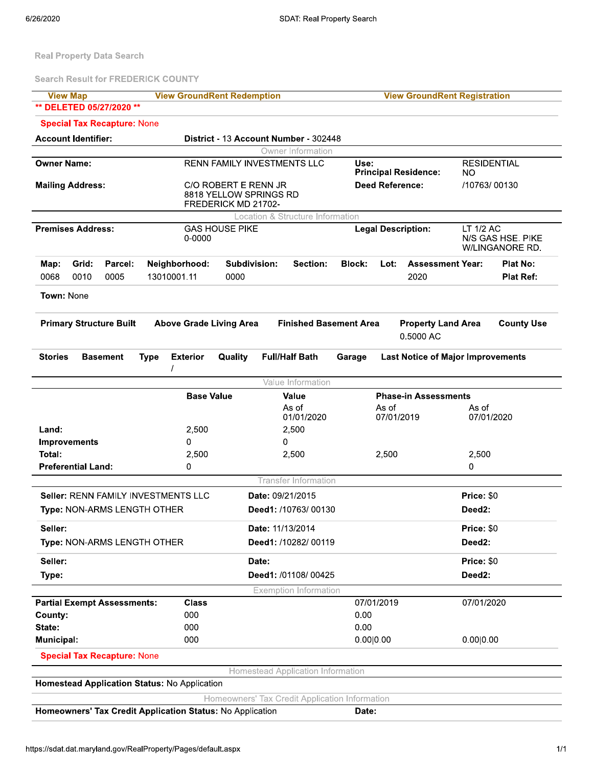Real Property Data Search

Search Result for FREDERICK COUNTY

| View Map | View GroundRent Redemption | View GroundRent Registration |
|---|---|---|

**\*\* DELETED 05/27/2020 \*\***

**Special Tax Recapture:** None

**Account Identifier:** District - 13 Account Number - 302448

### Owner Information

| | | | |
|---|---|---|---|
| **Owner Name:** | RENN FAMILY INVESTMENTS LLC | **Use:**<br>**Principal Residence:** | RESIDENTIAL<br>NO |
| **Mailing Address:** | C/O ROBERT E RENN JR<br>8818 YELLOW SPRINGS RD<br>FREDERICK MD 21702- | **Deed Reference:** | /10763/ 00130 |

### Location & Structure Information

| | | | |
|---|---|---|---|
| **Premises Address:** | GAS HOUSE PIKE<br>0-0000 | **Legal Description:** | LT 1/2 AC<br>N/S GAS HSE. PIKE<br>W/LINGANORE RD. |

| Map: | Grid: | Parcel: | Neighborhood: | Subdivision: | Section: | Block: | Lot: | Assessment Year: | Plat No: |
|---|---|---|---|---|---|---|---|---|---|
| 0068 | 0010 | 0005 | 13010001.11 | 0000 | | | | 2020 | Plat Ref: |

**Town:** None

| Primary Structure Built | Above Grade Living Area | Finished Basement Area | Property Land Area | County Use |
|---|---|---|---|---|
| | | | 0.5000 AC | |

| Stories | Basement | Type | Exterior | Quality | Full/Half Bath | Garage | Last Notice of Major Improvements |
|---|---|---|---|---|---|---|---|
| | | | / | | | | |

### Value Information

| | Base Value | Value<br>As of<br>01/01/2020 | Phase-in Assessments<br>As of<br>07/01/2019 | <br>As of<br>07/01/2020 |
|---|---|---|---|---|
| **Land:** | 2,500 | 2,500 | | |
| **Improvements** | 0 | 0 | | |
| **Total:** | 2,500 | 2,500 | 2,500 | 2,500 |
| **Preferential Land:** | 0 | | | 0 |

### Transfer Information

| | | |
|---|---|---|
| **Seller:** RENN FAMILY INVESTMENTS LLC | **Date:** 09/21/2015 | **Price:** $0 |
| **Type:** NON-ARMS LENGTH OTHER | **Deed1:** /10763/ 00130 | **Deed2:** |
| **Seller:** | **Date:** 11/13/2014 | **Price:** $0 |
| **Type:** NON-ARMS LENGTH OTHER | **Deed1:** /10282/ 00119 | **Deed2:** |
| **Seller:** | **Date:** | **Price:** $0 |
| **Type:** | **Deed1:** /01108/ 00425 | **Deed2:** |

### Exemption Information

| **Partial Exempt Assessments:** | **Class** | 07/01/2019 | 07/01/2020 |
|---|---|---|---|
| **County:** | 000 | 0.00 | |
| **State:** | 000 | 0.00 | |
| **Municipal:** | 000 | 0.00\|0.00 | 0.00\|0.00 |

**Special Tax Recapture:** None

### Homestead Application Information

**Homestead Application Status:** No Application

### Homeowners' Tax Credit Application Information

**Homeowners' Tax Credit Application Status:** No Application **Date:**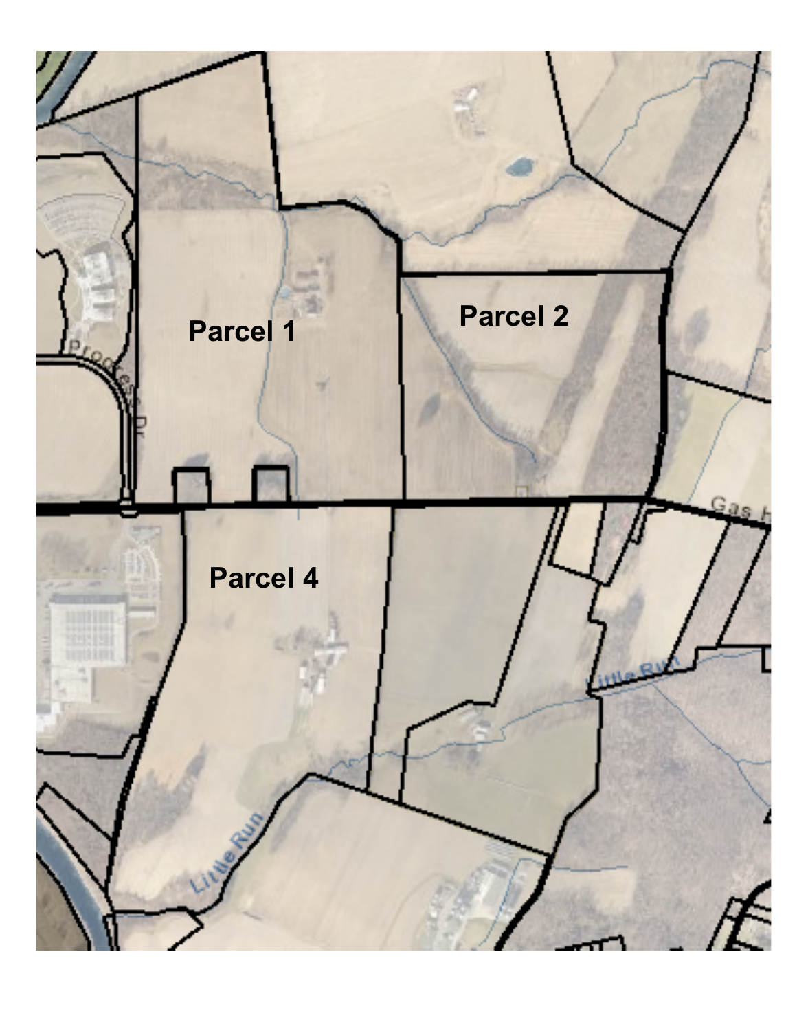Parcel 1

Parcel 2

Parcel 4

Progress Dr

Gas H

Little Run

Little Run